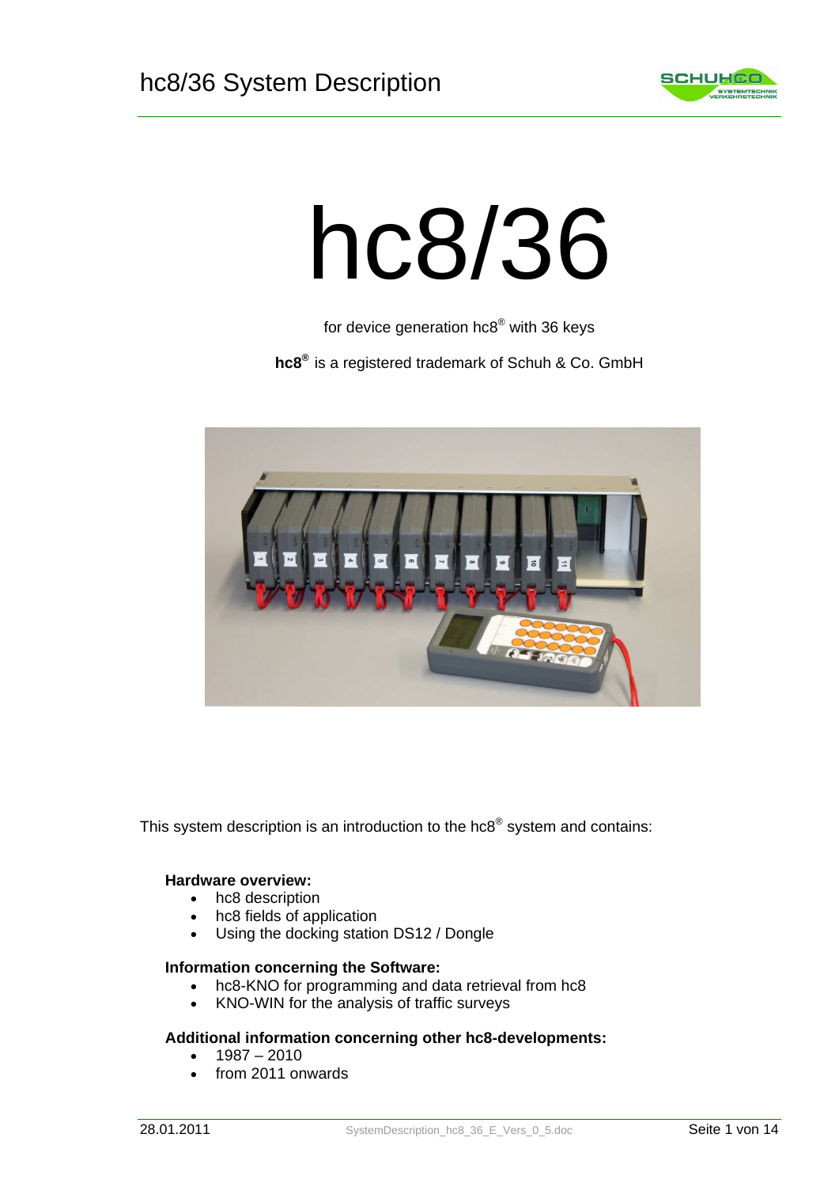# hc8/36

for device generation hc8® with 36 keys

**hc8®** is a registered trademark of Schuh & Co. GmbH

This system description is an introduction to the hc8® system and contains:

**Hardware overview:**

- hc8 description
- hc8 fields of application
- Using the docking station DS12 / Dongle

**Information concerning the Software:**

- hc8-KNO for programming and data retrieval from hc8
- KNO-WIN for the analysis of traffic surveys

**Additional information concerning other hc8-developments:**

- 1987 – 2010
- from 2011 onwards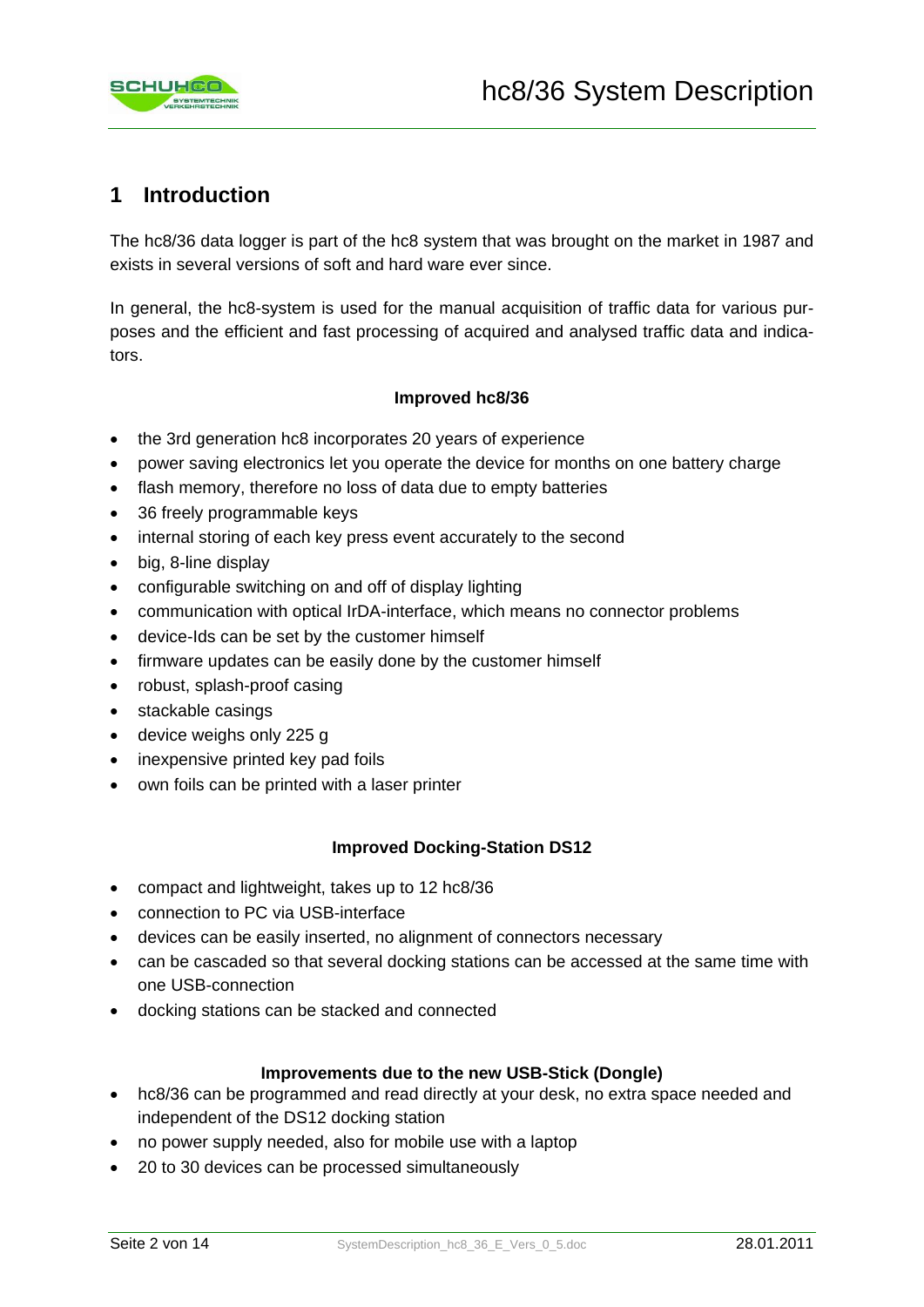# 1 Introduction

The hc8/36 data logger is part of the hc8 system that was brought on the market in 1987 and exists in several versions of soft and hard ware ever since.

In general, the hc8-system is used for the manual acquisition of traffic data for various purposes and the efficient and fast processing of acquired and analysed traffic data and indicators.

**Improved hc8/36**

- the 3rd generation hc8 incorporates 20 years of experience
- power saving electronics let you operate the device for months on one battery charge
- flash memory, therefore no loss of data due to empty batteries
- 36 freely programmable keys
- internal storing of each key press event accurately to the second
- big, 8-line display
- configurable switching on and off of display lighting
- communication with optical IrDA-interface, which means no connector problems
- device-Ids can be set by the customer himself
- firmware updates can be easily done by the customer himself
- robust, splash-proof casing
- stackable casings
- device weighs only 225 g
- inexpensive printed key pad foils
- own foils can be printed with a laser printer

**Improved Docking-Station DS12**

- compact and lightweight, takes up to 12 hc8/36
- connection to PC via USB-interface
- devices can be easily inserted, no alignment of connectors necessary
- can be cascaded so that several docking stations can be accessed at the same time with one USB-connection
- docking stations can be stacked and connected

**Improvements due to the new USB-Stick (Dongle)**

- hc8/36 can be programmed and read directly at your desk, no extra space needed and independent of the DS12 docking station
- no power supply needed, also for mobile use with a laptop
- 20 to 30 devices can be processed simultaneously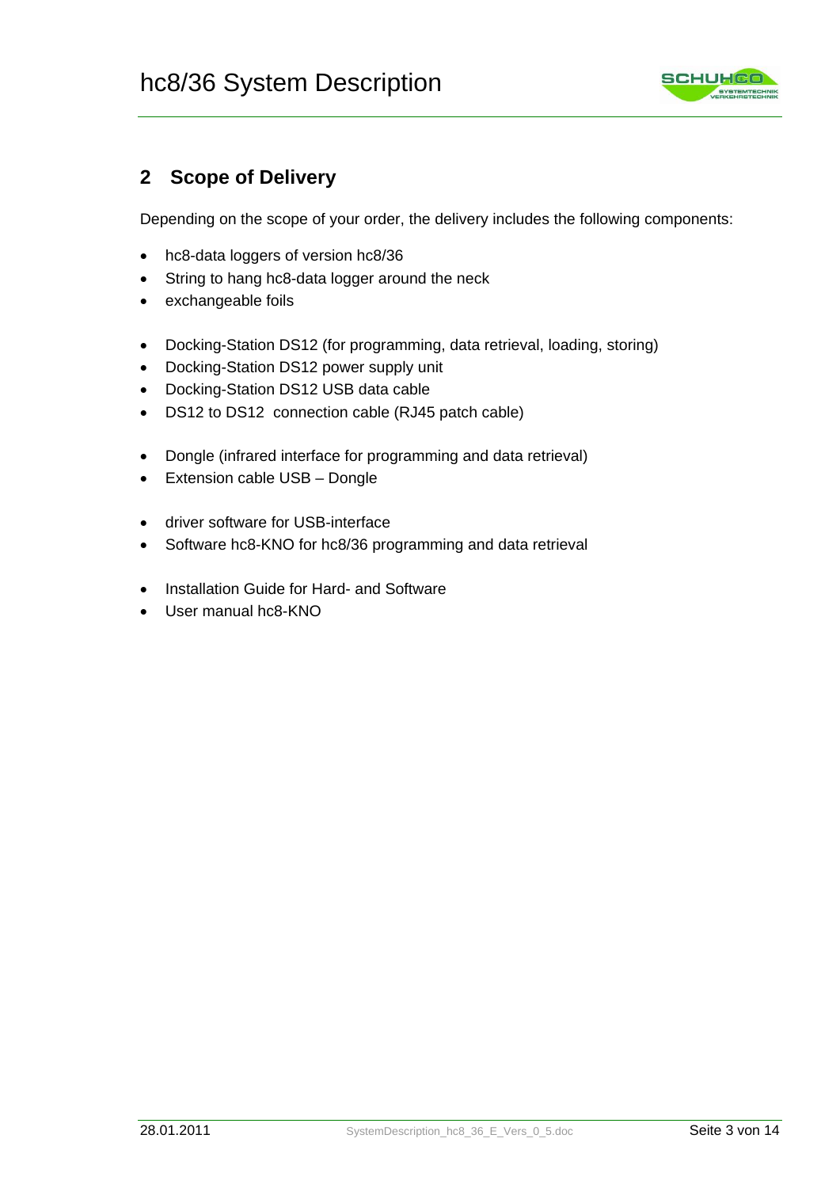## 2 Scope of Delivery

Depending on the scope of your order, the delivery includes the following components:

- hc8-data loggers of version hc8/36
- String to hang hc8-data logger around the neck
- exchangeable foils

- Docking-Station DS12 (for programming, data retrieval, loading, storing)
- Docking-Station DS12 power supply unit
- Docking-Station DS12 USB data cable
- DS12 to DS12 connection cable (RJ45 patch cable)

- Dongle (infrared interface for programming and data retrieval)
- Extension cable USB – Dongle

- driver software for USB-interface
- Software hc8-KNO for hc8/36 programming and data retrieval

- Installation Guide for Hard- and Software
- User manual hc8-KNO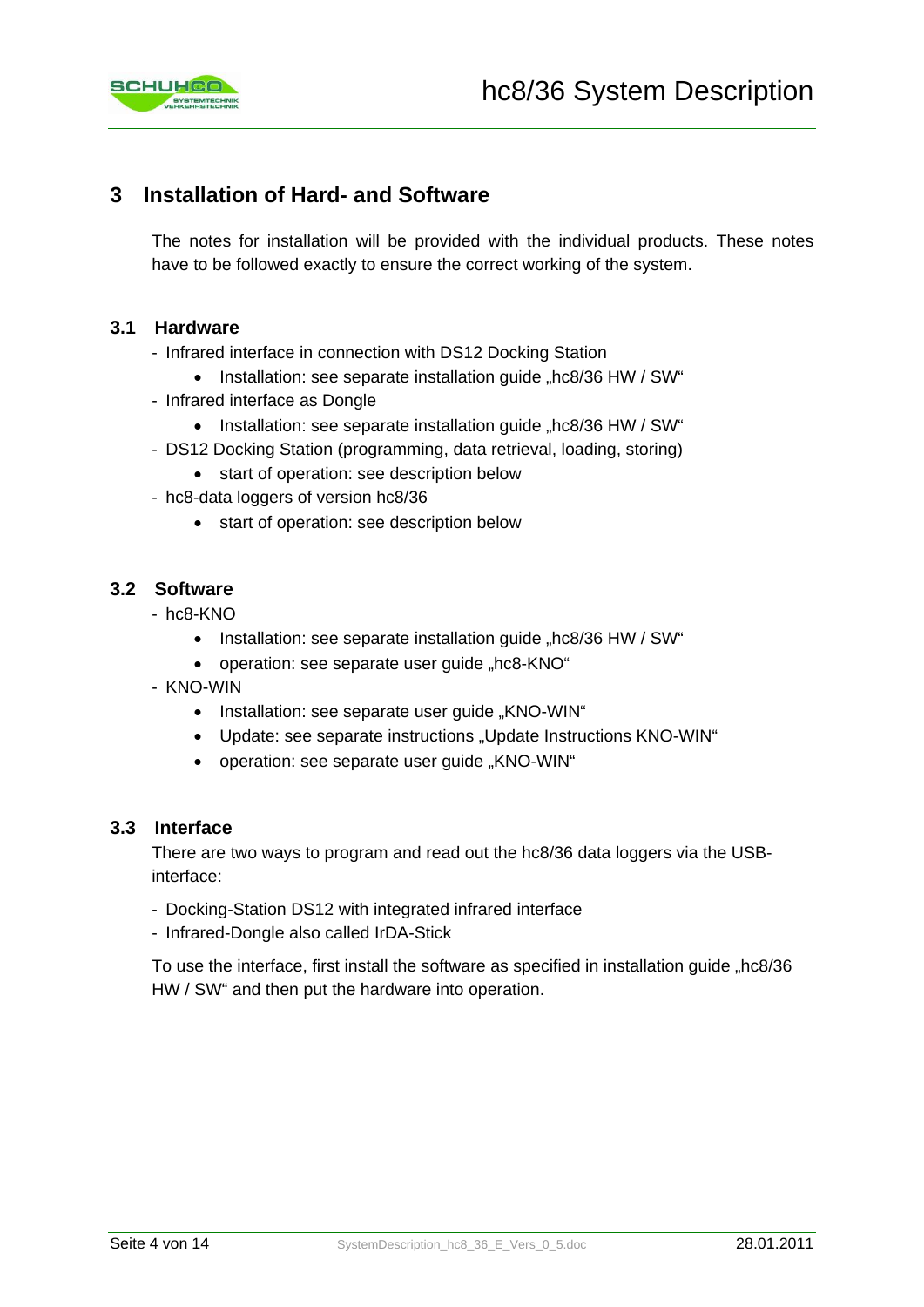# 3 Installation of Hard- and Software

The notes for installation will be provided with the individual products. These notes have to be followed exactly to ensure the correct working of the system.

## 3.1 Hardware

- Infrared interface in connection with DS12 Docking Station
  - Installation: see separate installation guide „hc8/36 HW / SW“
- Infrared interface as Dongle
  - Installation: see separate installation guide „hc8/36 HW / SW“
- DS12 Docking Station (programming, data retrieval, loading, storing)
  - start of operation: see description below
- hc8-data loggers of version hc8/36
  - start of operation: see description below

## 3.2 Software

- hc8-KNO
  - Installation: see separate installation guide „hc8/36 HW / SW“
  - operation: see separate user guide „hc8-KNO“
- KNO-WIN
  - Installation: see separate user guide „KNO-WIN“
  - Update: see separate instructions „Update Instructions KNO-WIN“
  - operation: see separate user guide „KNO-WIN“

## 3.3 Interface

There are two ways to program and read out the hc8/36 data loggers via the USB-interface:

- Docking-Station DS12 with integrated infrared interface
- Infrared-Dongle also called IrDA-Stick

To use the interface, first install the software as specified in installation guide „hc8/36 HW / SW“ and then put the hardware into operation.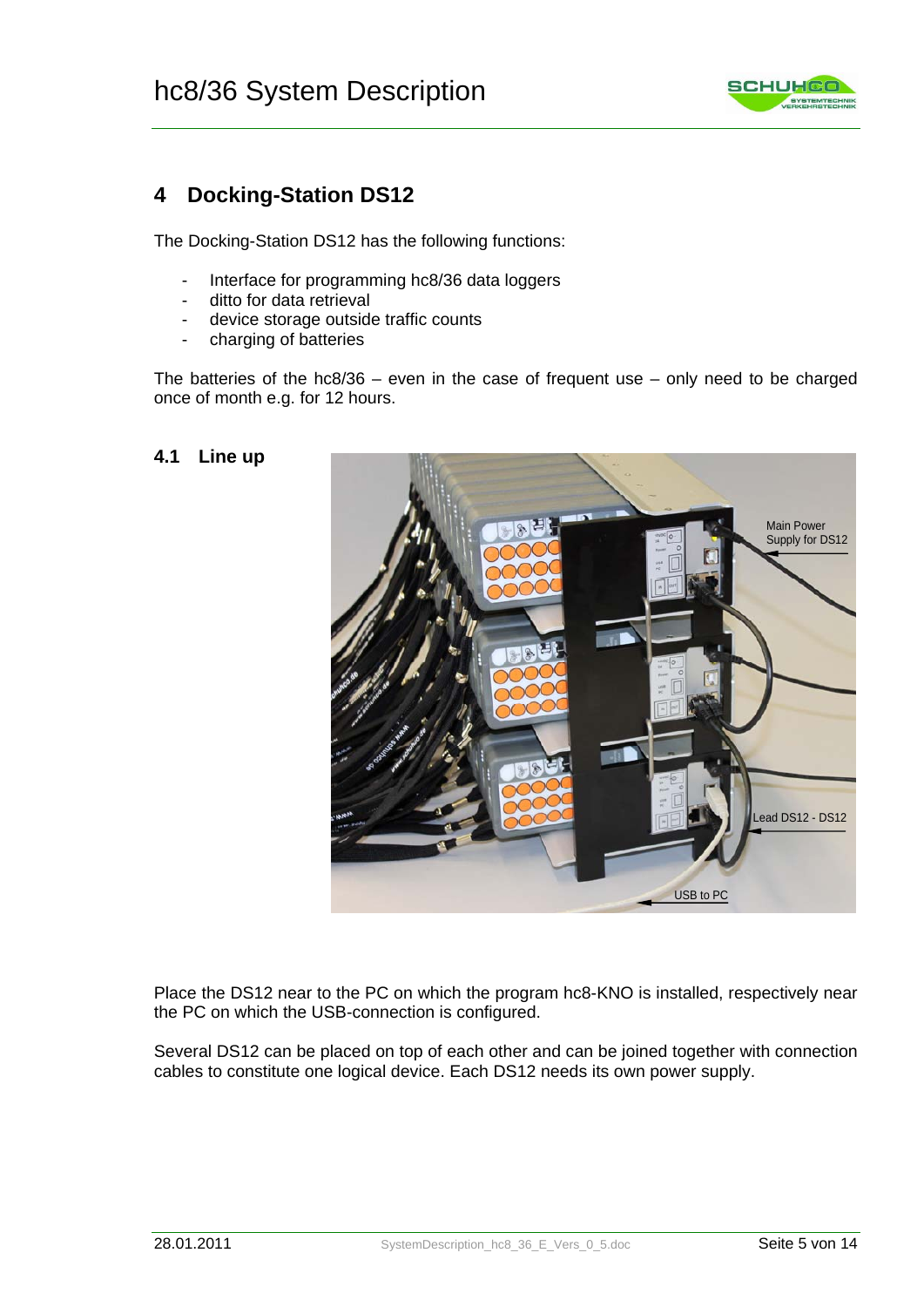# 4 Docking-Station DS12

The Docking-Station DS12 has the following functions:

- Interface for programming hc8/36 data loggers
- ditto for data retrieval
- device storage outside traffic counts
- charging of batteries

The batteries of the hc8/36 – even in the case of frequent use – only need to be charged once of month e.g. for 12 hours.

## 4.1 Line up

Place the DS12 near to the PC on which the program hc8-KNO is installed, respectively near the PC on which the USB-connection is configured.

Several DS12 can be placed on top of each other and can be joined together with connection cables to constitute one logical device. Each DS12 needs its own power supply.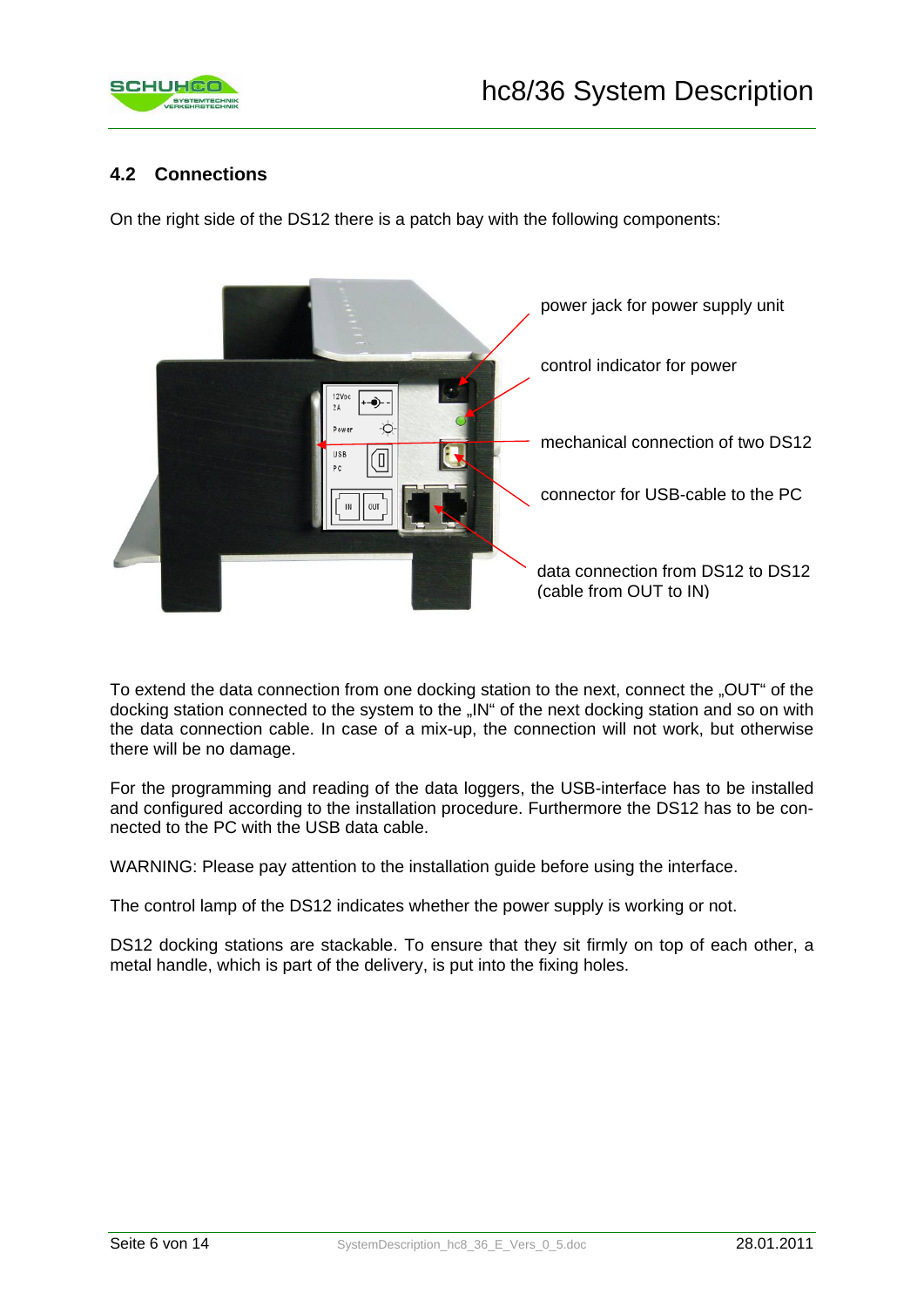## 4.2 Connections

On the right side of the DS12 there is a patch bay with the following components:

power jack for power supply unit

control indicator for power

mechanical connection of two DS12

connector for USB-cable to the PC

data connection from DS12 to DS12 (cable from OUT to IN)

To extend the data connection from one docking station to the next, connect the „OUT" of the docking station connected to the system to the „IN" of the next docking station and so on with the data connection cable. In case of a mix-up, the connection will not work, but otherwise there will be no damage.

For the programming and reading of the data loggers, the USB-interface has to be installed and configured according to the installation procedure. Furthermore the DS12 has to be connected to the PC with the USB data cable.

WARNING: Please pay attention to the installation guide before using the interface.

The control lamp of the DS12 indicates whether the power supply is working or not.

DS12 docking stations are stackable. To ensure that they sit firmly on top of each other, a metal handle, which is part of the delivery, is put into the fixing holes.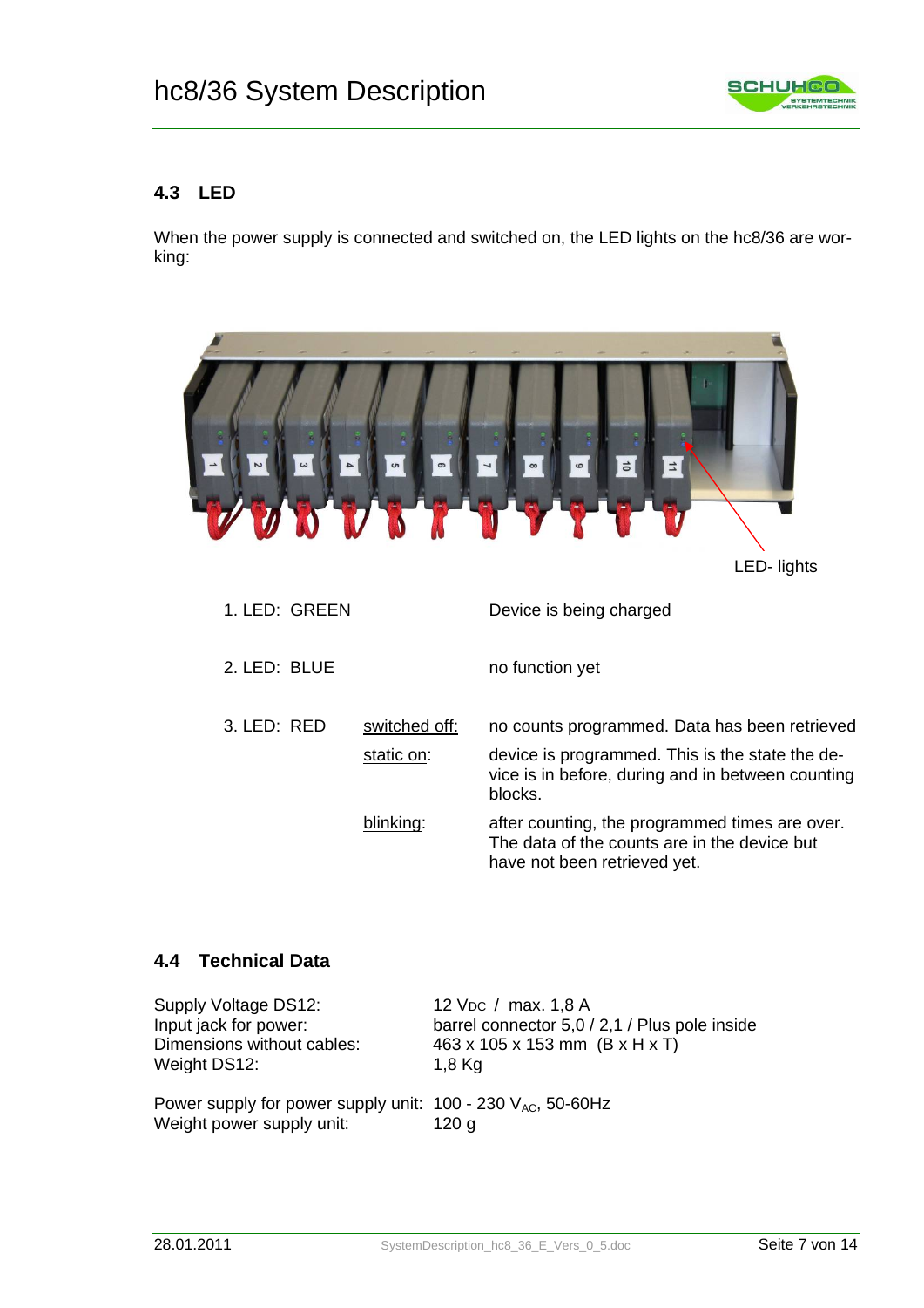## 4.3 LED

When the power supply is connected and switched on, the LED lights on the hc8/36 are working:

LED- lights

| | | |
|---|---|---|
| 1. LED: GREEN | | Device is being charged |
| 2. LED: BLUE | | no function yet |
| 3. LED: RED | switched off: | no counts programmed. Data has been retrieved |
| | static on: | device is programmed. This is the state the device is in before, during and in between counting blocks. |
| | blinking: | after counting, the programmed times are over. The data of the counts are in the device but have not been retrieved yet. |

## 4.4 Technical Data

| | |
|---|---|
| Supply Voltage DS12: | 12 $V_{DC}$ / max. 1,8 A |
| Input jack for power: | barrel connector 5,0 / 2,1 / Plus pole inside |
| Dimensions without cables: | 463 x 105 x 153 mm (B x H x T) |
| Weight DS12: | 1,8 Kg |
| Power supply for power supply unit: | 100 - 230 $V_{AC}$, 50-60Hz |
| Weight power supply unit: | 120 g |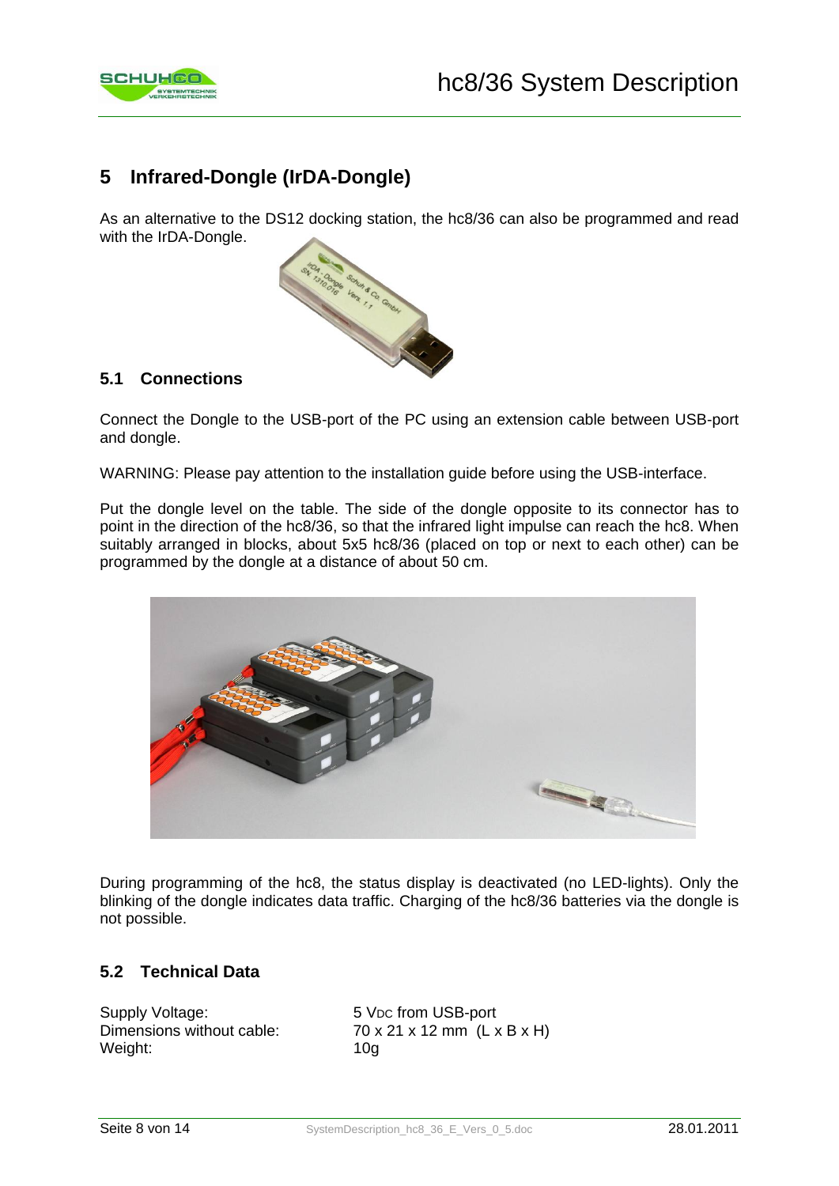# 5 Infrared-Dongle (IrDA-Dongle)

As an alternative to the DS12 docking station, the hc8/36 can also be programmed and read with the IrDA-Dongle.

## 5.1 Connections

Connect the Dongle to the USB-port of the PC using an extension cable between USB-port and dongle.

WARNING: Please pay attention to the installation guide before using the USB-interface.

Put the dongle level on the table. The side of the dongle opposite to its connector has to point in the direction of the hc8/36, so that the infrared light impulse can reach the hc8. When suitably arranged in blocks, about 5x5 hc8/36 (placed on top or next to each other) can be programmed by the dongle at a distance of about 50 cm.

During programming of the hc8, the status display is deactivated (no LED-lights). Only the blinking of the dongle indicates data traffic. Charging of the hc8/36 batteries via the dongle is not possible.

## 5.2 Technical Data

| | |
|---|---|
| Supply Voltage: | 5 $V_{DC}$ from USB-port |
| Dimensions without cable: | 70 x 21 x 12 mm (L x B x H) |
| Weight: | 10g |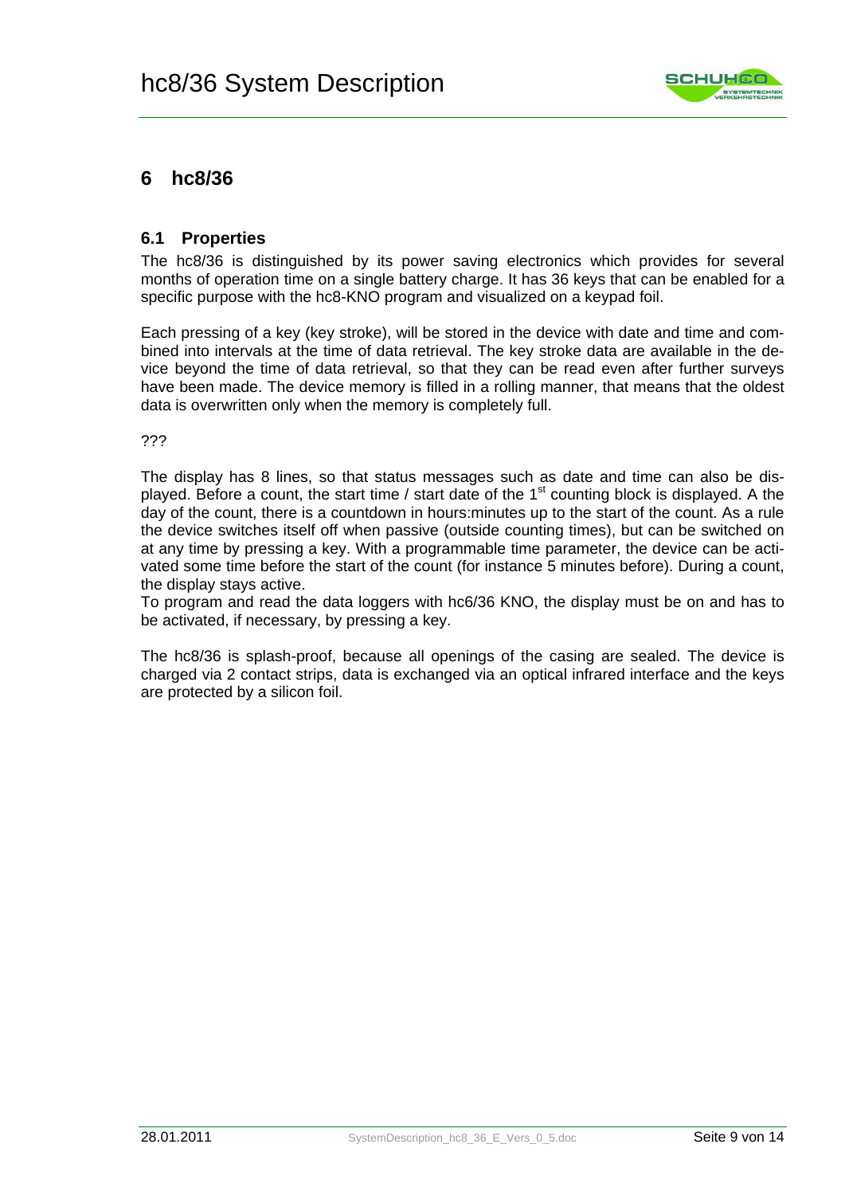# 6 hc8/36

## 6.1 Properties

The hc8/36 is distinguished by its power saving electronics which provides for several months of operation time on a single battery charge. It has 36 keys that can be enabled for a specific purpose with the hc8-KNO program and visualized on a keypad foil.

Each pressing of a key (key stroke), will be stored in the device with date and time and combined into intervals at the time of data retrieval. The key stroke data are available in the device beyond the time of data retrieval, so that they can be read even after further surveys have been made. The device memory is filled in a rolling manner, that means that the oldest data is overwritten only when the memory is completely full.

???

The display has 8 lines, so that status messages such as date and time can also be displayed. Before a count, the start time / start date of the 1st counting block is displayed. A the day of the count, there is a countdown in hours:minutes up to the start of the count. As a rule the device switches itself off when passive (outside counting times), but can be switched on at any time by pressing a key. With a programmable time parameter, the device can be activated some time before the start of the count (for instance 5 minutes before). During a count, the display stays active.
To program and read the data loggers with hc6/36 KNO, the display must be on and has to be activated, if necessary, by pressing a key.

The hc8/36 is splash-proof, because all openings of the casing are sealed. The device is charged via 2 contact strips, data is exchanged via an optical infrared interface and the keys are protected by a silicon foil.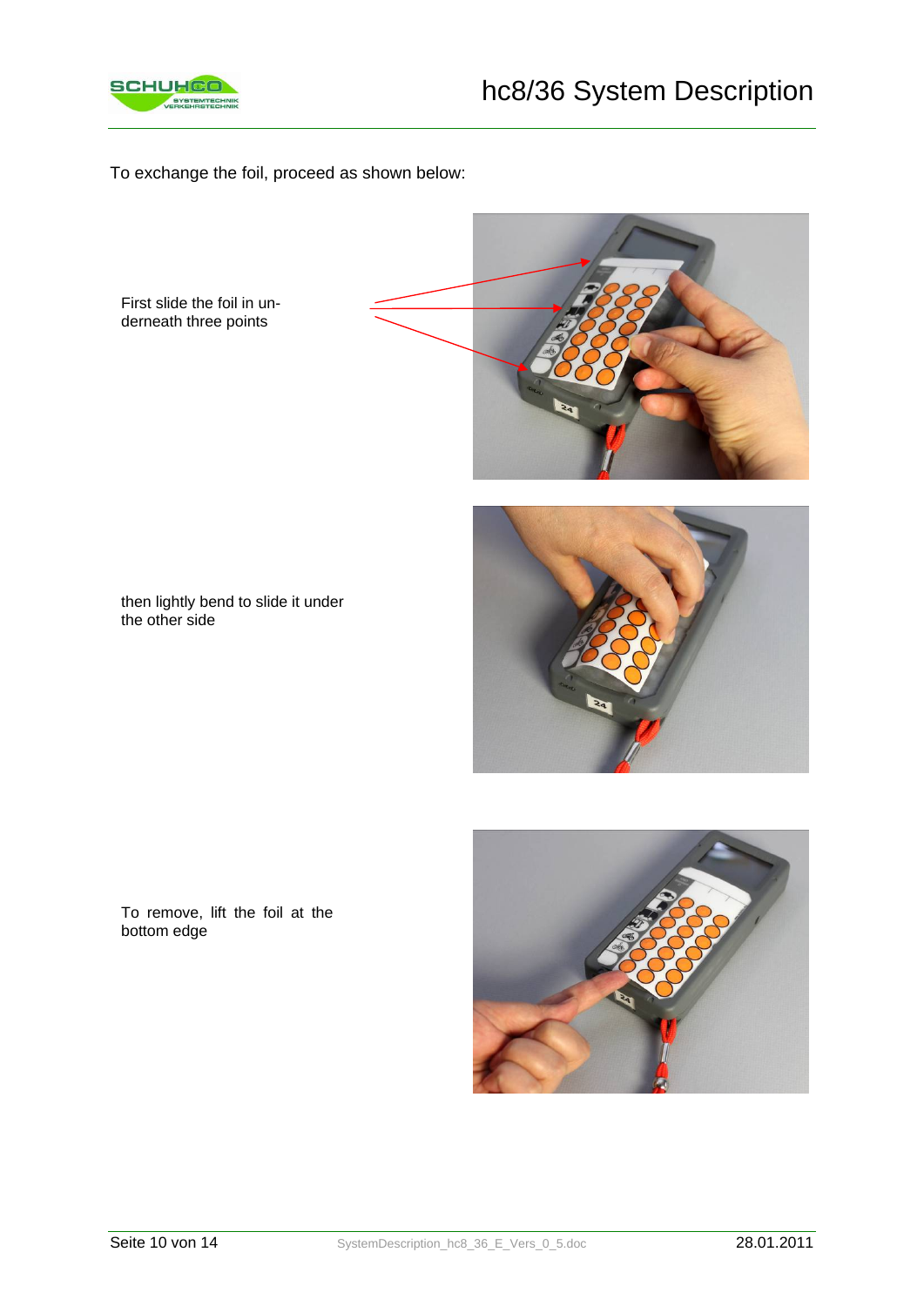To exchange the foil, proceed as shown below:

First slide the foil in underneath three points

then lightly bend to slide it under the other side

To remove, lift the foil at the bottom edge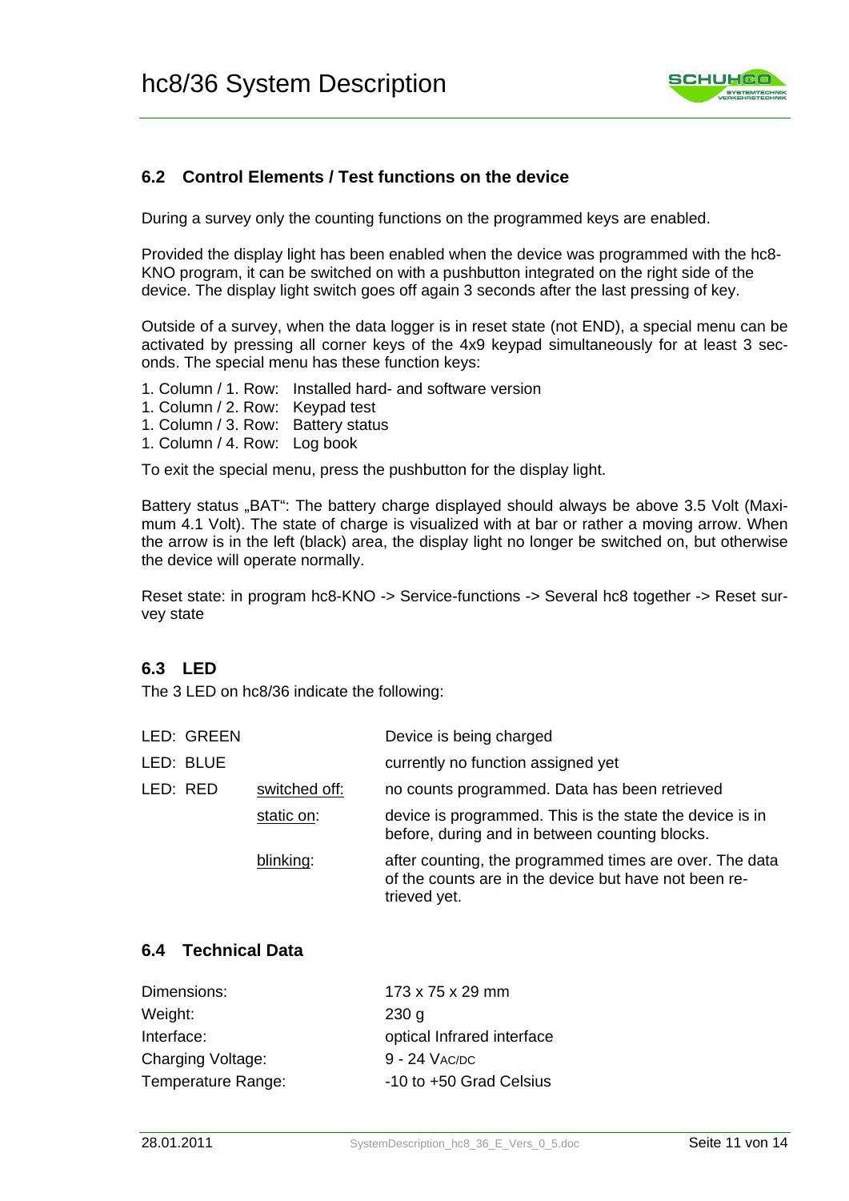## 6.2 Control Elements / Test functions on the device

During a survey only the counting functions on the programmed keys are enabled.

Provided the display light has been enabled when the device was programmed with the hc8-KNO program, it can be switched on with a pushbutton integrated on the right side of the device. The display light switch goes off again 3 seconds after the last pressing of key.

Outside of a survey, when the data logger is in reset state (not END), a special menu can be activated by pressing all corner keys of the 4x9 keypad simultaneously for at least 3 seconds. The special menu has these function keys:

1. Column / 1. Row: Installed hard- and software version
1. Column / 2. Row: Keypad test
1. Column / 3. Row: Battery status
1. Column / 4. Row: Log book

To exit the special menu, press the pushbutton for the display light.

Battery status „BAT": The battery charge displayed should always be above 3.5 Volt (Maximum 4.1 Volt). The state of charge is visualized with at bar or rather a moving arrow. When the arrow is in the left (black) area, the display light no longer be switched on, but otherwise the device will operate normally.

Reset state: in program hc8-KNO -> Service-functions -> Several hc8 together -> Reset survey state

## 6.3 LED

The 3 LED on hc8/36 indicate the following:

| | | |
|---|---|---|
| LED: GREEN | | Device is being charged |
| LED: BLUE | | currently no function assigned yet |
| LED: RED | switched off: | no counts programmed. Data has been retrieved |
| | static on: | device is programmed. This is the state the device is in before, during and in between counting blocks. |
| | blinking: | after counting, the programmed times are over. The data of the counts are in the device but have not been retrieved yet. |

## 6.4 Technical Data

| | |
|---|---|
| Dimensions: | 173 x 75 x 29 mm |
| Weight: | 230 g |
| Interface: | optical Infrared interface |
| Charging Voltage: | 9 - 24 $V_{AC/DC}$ |
| Temperature Range: | -10 to +50 Grad Celsius |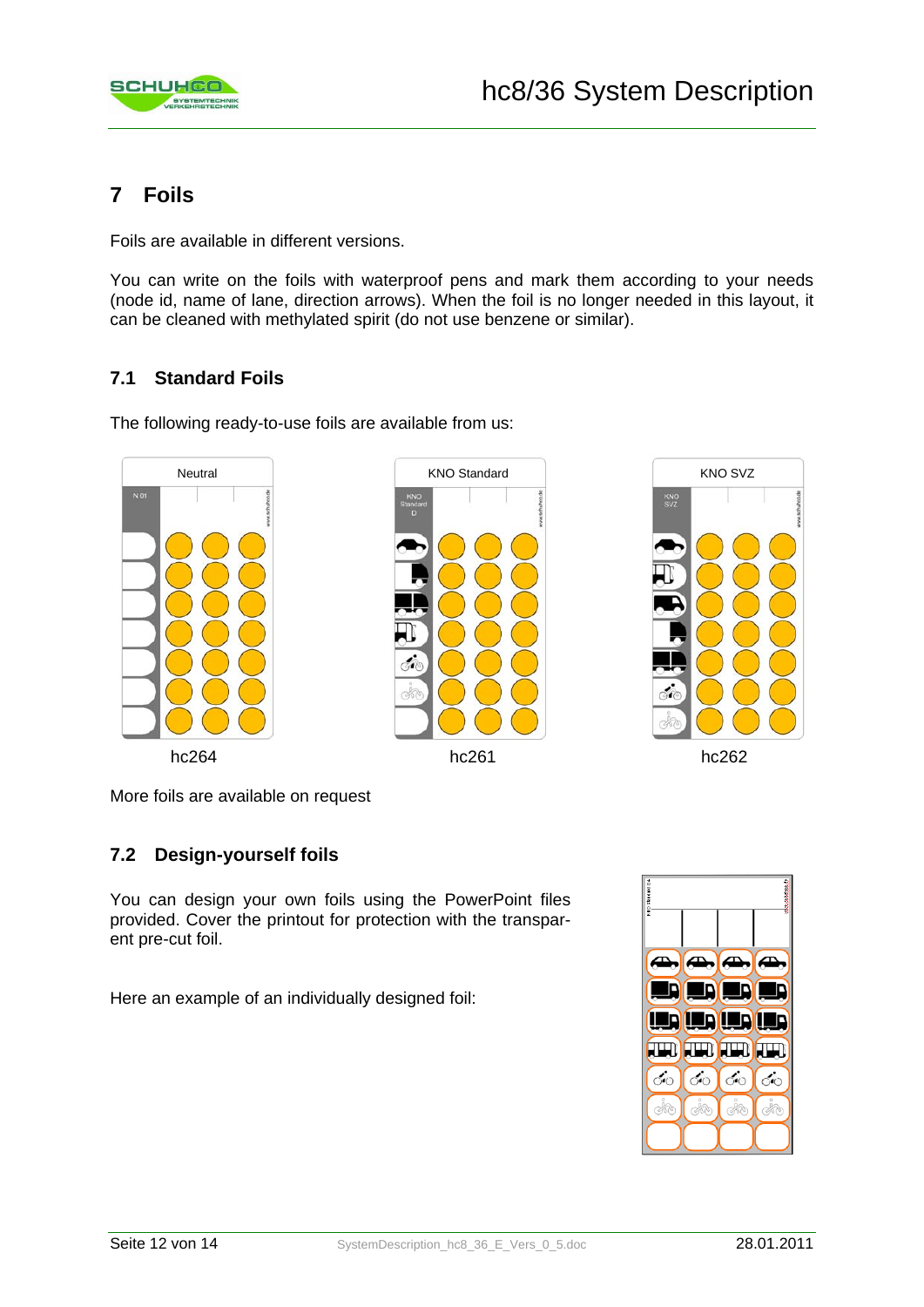# 7 Foils

Foils are available in different versions.

You can write on the foils with waterproof pens and mark them according to your needs (node id, name of lane, direction arrows). When the foil is no longer needed in this layout, it can be cleaned with methylated spirit (do not use benzene or similar).

## 7.1 Standard Foils

The following ready-to-use foils are available from us:

Neutral — hc264

KNO Standard — hc261

KNO SVZ — hc262

More foils are available on request

## 7.2 Design-yourself foils

You can design your own foils using the PowerPoint files provided. Cover the printout for protection with the transparent pre-cut foil.

Here an example of an individually designed foil: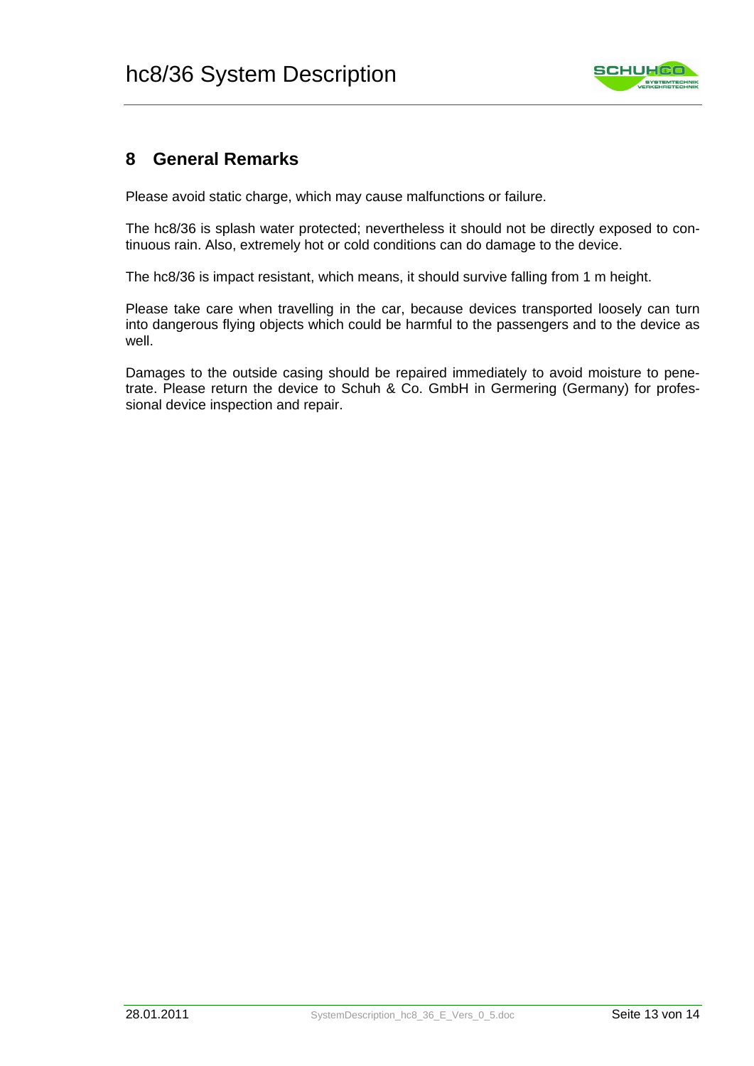## 8 General Remarks

Please avoid static charge, which may cause malfunctions or failure.

The hc8/36 is splash water protected; nevertheless it should not be directly exposed to continuous rain. Also, extremely hot or cold conditions can do damage to the device.

The hc8/36 is impact resistant, which means, it should survive falling from 1 m height.

Please take care when travelling in the car, because devices transported loosely can turn into dangerous flying objects which could be harmful to the passengers and to the device as well.

Damages to the outside casing should be repaired immediately to avoid moisture to penetrate. Please return the device to Schuh & Co. GmbH in Germering (Germany) for professional device inspection and repair.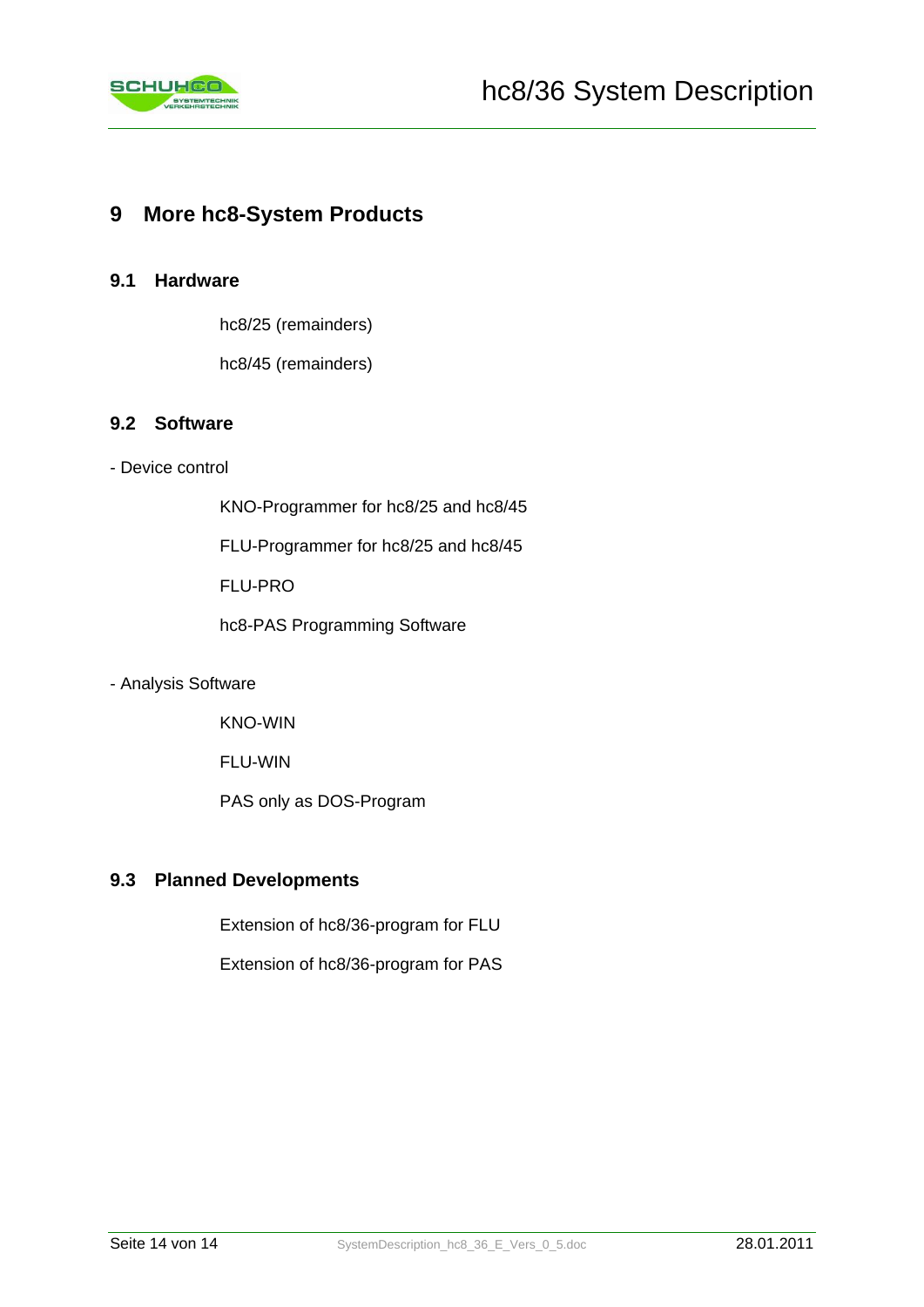# 9 More hc8-System Products

## 9.1 Hardware

hc8/25 (remainders)

hc8/45 (remainders)

## 9.2 Software

- Device control

  KNO-Programmer for hc8/25 and hc8/45

  FLU-Programmer for hc8/25 and hc8/45

  FLU-PRO

  hc8-PAS Programming Software

- Analysis Software

  KNO-WIN

  FLU-WIN

  PAS only as DOS-Program

## 9.3 Planned Developments

Extension of hc8/36-program for FLU

Extension of hc8/36-program for PAS